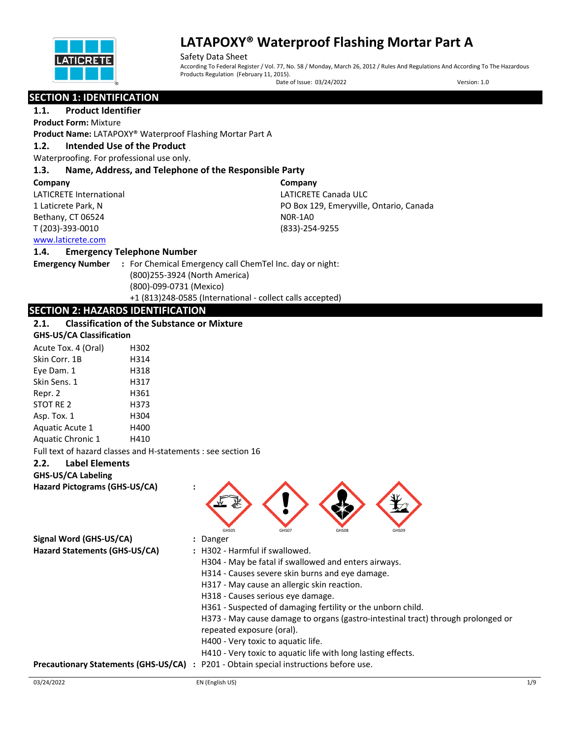# LATAPOXY® Waterproof Flashing Mortar Part A

Safety Data Sheet

According To Federal Register / Vol. 77, No. 58 / Monday, March 26, 2012 / Rules And Regulations And According To The Hazardous Products Regulation (February 11, 2015).

Date of Issue: 03/24/2022 Version: 1.0

## SECTION 1: IDENTIFICATION

### 1.1. Product Identifier

**Product Form:** Mixture

**Product Name:** LATAPOXY® Waterproof Flashing Mortar Part A

### 1.2. Intended Use of the Product

Waterproofing. For professional use only.

### 1.3. Name, Address, and Telephone of the Responsible Party

**Company**
LATICRETE International
1 Laticrete Park, N
Bethany, CT 06524
T (203)-393-0010
www.laticrete.com

**Company**
LATICRETE Canada ULC
PO Box 129, Emeryville, Ontario, Canada
N0R-1A0
(833)-254-9255

### 1.4. Emergency Telephone Number

**Emergency Number** : For Chemical Emergency call ChemTel Inc. day or night:
(800)255-3924 (North America)
(800)-099-0731 (Mexico)
+1 (813)248-0585 (International - collect calls accepted)

## SECTION 2: HAZARDS IDENTIFICATION

### 2.1. Classification of the Substance or Mixture

**GHS-US/CA Classification**

| | |
|---|---|
| Acute Tox. 4 (Oral) | H302 |
| Skin Corr. 1B | H314 |
| Eye Dam. 1 | H318 |
| Skin Sens. 1 | H317 |
| Repr. 2 | H361 |
| STOT RE 2 | H373 |
| Asp. Tox. 1 | H304 |
| Aquatic Acute 1 | H400 |
| Aquatic Chronic 1 | H410 |

Full text of hazard classes and H-statements : see section 16

### 2.2. Label Elements

**GHS-US/CA Labeling**

**Hazard Pictograms (GHS-US/CA)** : GHS05 GHS07 GHS08 GHS09

**Signal Word (GHS-US/CA)** : Danger

**Hazard Statements (GHS-US/CA)** : H302 - Harmful if swallowed.
H304 - May be fatal if swallowed and enters airways.
H314 - Causes severe skin burns and eye damage.
H317 - May cause an allergic skin reaction.
H318 - Causes serious eye damage.
H361 - Suspected of damaging fertility or the unborn child.
H373 - May cause damage to organs (gastro-intestinal tract) through prolonged or repeated exposure (oral).
H400 - Very toxic to aquatic life.
H410 - Very toxic to aquatic life with long lasting effects.

**Precautionary Statements (GHS-US/CA)** : P201 - Obtain special instructions before use.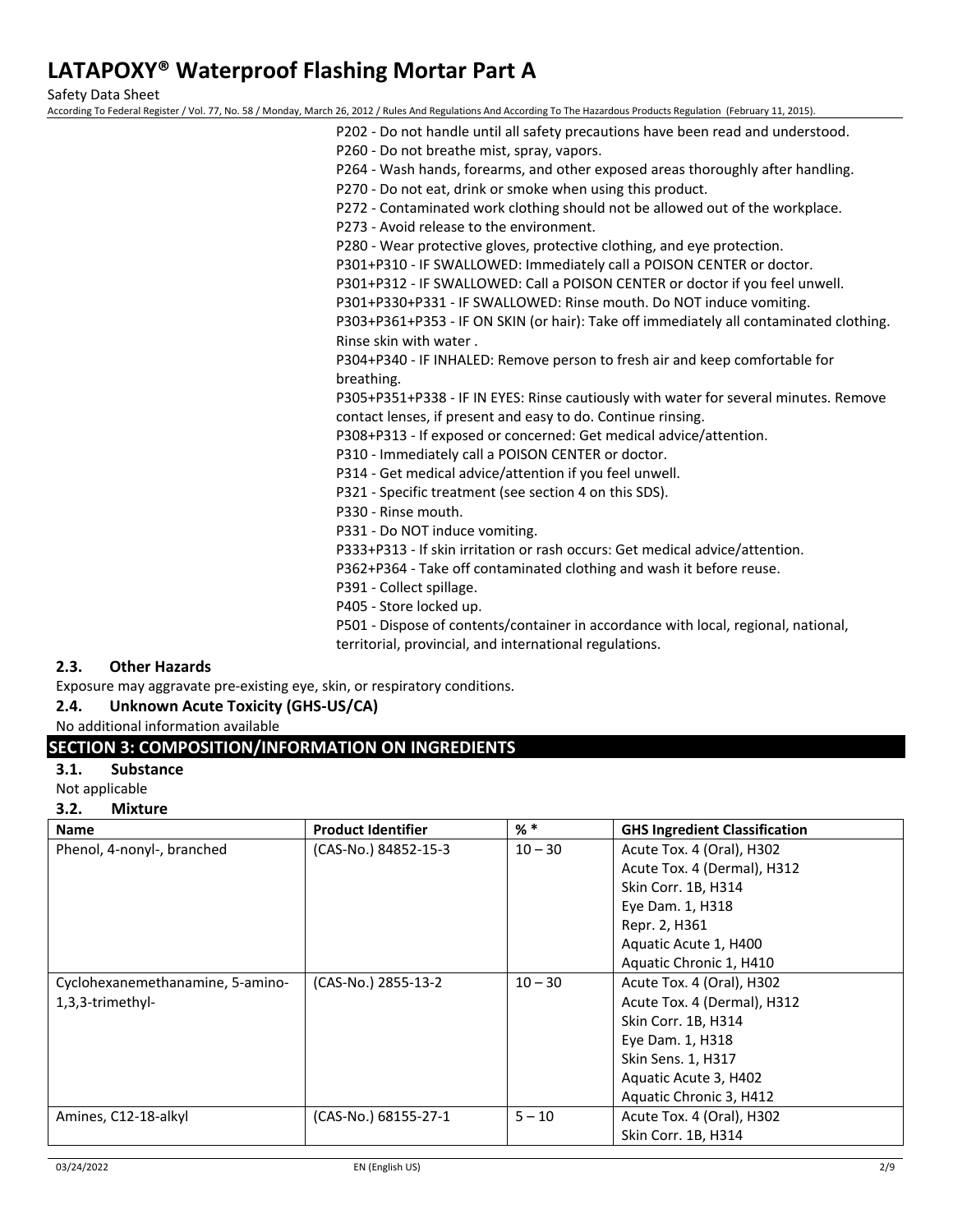P202 - Do not handle until all safety precautions have been read and understood.
P260 - Do not breathe mist, spray, vapors.
P264 - Wash hands, forearms, and other exposed areas thoroughly after handling.
P270 - Do not eat, drink or smoke when using this product.
P272 - Contaminated work clothing should not be allowed out of the workplace.
P273 - Avoid release to the environment.
P280 - Wear protective gloves, protective clothing, and eye protection.
P301+P310 - IF SWALLOWED: Immediately call a POISON CENTER or doctor.
P301+P312 - IF SWALLOWED: Call a POISON CENTER or doctor if you feel unwell.
P301+P330+P331 - IF SWALLOWED: Rinse mouth. Do NOT induce vomiting.
P303+P361+P353 - IF ON SKIN (or hair): Take off immediately all contaminated clothing. Rinse skin with water .
P304+P340 - IF INHALED: Remove person to fresh air and keep comfortable for breathing.
P305+P351+P338 - IF IN EYES: Rinse cautiously with water for several minutes. Remove contact lenses, if present and easy to do. Continue rinsing.
P308+P313 - If exposed or concerned: Get medical advice/attention.
P310 - Immediately call a POISON CENTER or doctor.
P314 - Get medical advice/attention if you feel unwell.
P321 - Specific treatment (see section 4 on this SDS).
P330 - Rinse mouth.
P331 - Do NOT induce vomiting.
P333+P313 - If skin irritation or rash occurs: Get medical advice/attention.
P362+P364 - Take off contaminated clothing and wash it before reuse.
P391 - Collect spillage.
P405 - Store locked up.
P501 - Dispose of contents/container in accordance with local, regional, national, territorial, provincial, and international regulations.

### 2.3. Other Hazards

Exposure may aggravate pre-existing eye, skin, or respiratory conditions.

### 2.4. Unknown Acute Toxicity (GHS-US/CA)

No additional information available

## SECTION 3: COMPOSITION/INFORMATION ON INGREDIENTS

### 3.1. Substance

Not applicable

### 3.2. Mixture

| Name | Product Identifier | % * | GHS Ingredient Classification |
|---|---|---|---|
| Phenol, 4-nonyl-, branched | (CAS-No.) 84852-15-3 | 10 – 30 | Acute Tox. 4 (Oral), H302<br>Acute Tox. 4 (Dermal), H312<br>Skin Corr. 1B, H314<br>Eye Dam. 1, H318<br>Repr. 2, H361<br>Aquatic Acute 1, H400<br>Aquatic Chronic 1, H410 |
| Cyclohexanemethanamine, 5-amino-1,3,3-trimethyl- | (CAS-No.) 2855-13-2 | 10 – 30 | Acute Tox. 4 (Oral), H302<br>Acute Tox. 4 (Dermal), H312<br>Skin Corr. 1B, H314<br>Eye Dam. 1, H318<br>Skin Sens. 1, H317<br>Aquatic Acute 3, H402<br>Aquatic Chronic 3, H412 |
| Amines, C12-18-alkyl | (CAS-No.) 68155-27-1 | 5 – 10 | Acute Tox. 4 (Oral), H302<br>Skin Corr. 1B, H314 |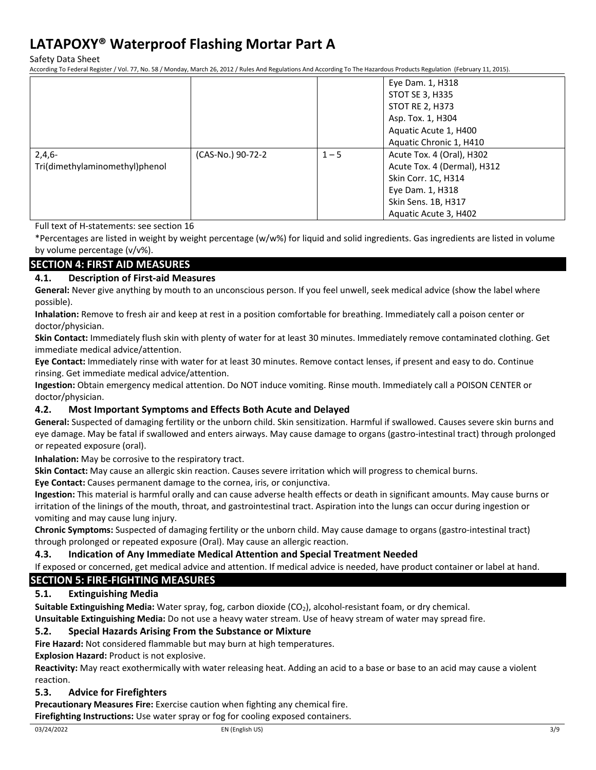| | | | Eye Dam. 1, H318<br>STOT SE 3, H335<br>STOT RE 2, H373<br>Asp. Tox. 1, H304<br>Aquatic Acute 1, H400<br>Aquatic Chronic 1, H410 |
|---|---|---|---|
| 2,4,6-Tri(dimethylaminomethyl)phenol | (CAS-No.) 90-72-2 | 1 – 5 | Acute Tox. 4 (Oral), H302<br>Acute Tox. 4 (Dermal), H312<br>Skin Corr. 1C, H314<br>Eye Dam. 1, H318<br>Skin Sens. 1B, H317<br>Aquatic Acute 3, H402 |

Full text of H-statements: see section 16

*Percentages are listed in weight by weight percentage (w/w%) for liquid and solid ingredients. Gas ingredients are listed in volume by volume percentage (v/v%).

## SECTION 4: FIRST AID MEASURES

### 4.1. Description of First-aid Measures

**General:** Never give anything by mouth to an unconscious person. If you feel unwell, seek medical advice (show the label where possible).

**Inhalation:** Remove to fresh air and keep at rest in a position comfortable for breathing. Immediately call a poison center or doctor/physician.

**Skin Contact:** Immediately flush skin with plenty of water for at least 30 minutes. Immediately remove contaminated clothing. Get immediate medical advice/attention.

**Eye Contact:** Immediately rinse with water for at least 30 minutes. Remove contact lenses, if present and easy to do. Continue rinsing. Get immediate medical advice/attention.

**Ingestion:** Obtain emergency medical attention. Do NOT induce vomiting. Rinse mouth. Immediately call a POISON CENTER or doctor/physician.

### 4.2. Most Important Symptoms and Effects Both Acute and Delayed

**General:** Suspected of damaging fertility or the unborn child. Skin sensitization. Harmful if swallowed. Causes severe skin burns and eye damage. May be fatal if swallowed and enters airways. May cause damage to organs (gastro-intestinal tract) through prolonged or repeated exposure (oral).

**Inhalation:** May be corrosive to the respiratory tract.

**Skin Contact:** May cause an allergic skin reaction. Causes severe irritation which will progress to chemical burns.

**Eye Contact:** Causes permanent damage to the cornea, iris, or conjunctiva.

**Ingestion:** This material is harmful orally and can cause adverse health effects or death in significant amounts. May cause burns or irritation of the linings of the mouth, throat, and gastrointestinal tract. Aspiration into the lungs can occur during ingestion or vomiting and may cause lung injury.

**Chronic Symptoms:** Suspected of damaging fertility or the unborn child. May cause damage to organs (gastro-intestinal tract) through prolonged or repeated exposure (Oral). May cause an allergic reaction.

### 4.3. Indication of Any Immediate Medical Attention and Special Treatment Needed

If exposed or concerned, get medical advice and attention. If medical advice is needed, have product container or label at hand.

## SECTION 5: FIRE-FIGHTING MEASURES

### 5.1. Extinguishing Media

**Suitable Extinguishing Media:** Water spray, fog, carbon dioxide ($CO_2$), alcohol-resistant foam, or dry chemical.

**Unsuitable Extinguishing Media:** Do not use a heavy water stream. Use of heavy stream of water may spread fire.

### 5.2. Special Hazards Arising From the Substance or Mixture

**Fire Hazard:** Not considered flammable but may burn at high temperatures.

**Explosion Hazard:** Product is not explosive.

**Reactivity:** May react exothermically with water releasing heat. Adding an acid to a base or base to an acid may cause a violent reaction.

### 5.3. Advice for Firefighters

**Precautionary Measures Fire:** Exercise caution when fighting any chemical fire.

**Firefighting Instructions:** Use water spray or fog for cooling exposed containers.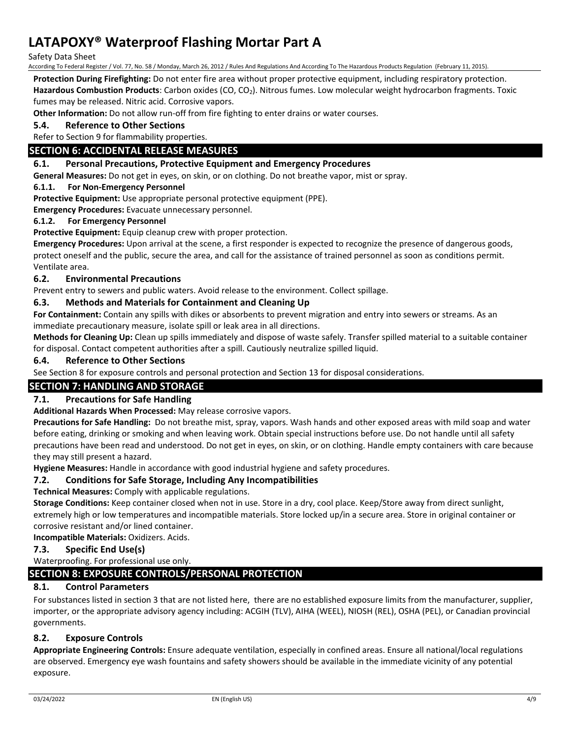**Protection During Firefighting:** Do not enter fire area without proper protective equipment, including respiratory protection.

**Hazardous Combustion Products**: Carbon oxides (CO, $CO_2$). Nitrous fumes. Low molecular weight hydrocarbon fragments. Toxic fumes may be released. Nitric acid. Corrosive vapors.

**Other Information:** Do not allow run-off from fire fighting to enter drains or water courses.

### 5.4. Reference to Other Sections

Refer to Section 9 for flammability properties.

## SECTION 6: ACCIDENTAL RELEASE MEASURES

### 6.1. Personal Precautions, Protective Equipment and Emergency Procedures

**General Measures:** Do not get in eyes, on skin, or on clothing. Do not breathe vapor, mist or spray.

#### 6.1.1. For Non-Emergency Personnel

**Protective Equipment:** Use appropriate personal protective equipment (PPE).

**Emergency Procedures:** Evacuate unnecessary personnel.

#### 6.1.2. For Emergency Personnel

**Protective Equipment:** Equip cleanup crew with proper protection.

**Emergency Procedures:** Upon arrival at the scene, a first responder is expected to recognize the presence of dangerous goods, protect oneself and the public, secure the area, and call for the assistance of trained personnel as soon as conditions permit. Ventilate area.

### 6.2. Environmental Precautions

Prevent entry to sewers and public waters. Avoid release to the environment. Collect spillage.

### 6.3. Methods and Materials for Containment and Cleaning Up

**For Containment:** Contain any spills with dikes or absorbents to prevent migration and entry into sewers or streams. As an immediate precautionary measure, isolate spill or leak area in all directions.

**Methods for Cleaning Up:** Clean up spills immediately and dispose of waste safely. Transfer spilled material to a suitable container for disposal. Contact competent authorities after a spill. Cautiously neutralize spilled liquid.

### 6.4. Reference to Other Sections

See Section 8 for exposure controls and personal protection and Section 13 for disposal considerations.

## SECTION 7: HANDLING AND STORAGE

### 7.1. Precautions for Safe Handling

**Additional Hazards When Processed:** May release corrosive vapors.

**Precautions for Safe Handling:** Do not breathe mist, spray, vapors. Wash hands and other exposed areas with mild soap and water before eating, drinking or smoking and when leaving work. Obtain special instructions before use. Do not handle until all safety precautions have been read and understood. Do not get in eyes, on skin, or on clothing. Handle empty containers with care because they may still present a hazard.

**Hygiene Measures:** Handle in accordance with good industrial hygiene and safety procedures.

### 7.2. Conditions for Safe Storage, Including Any Incompatibilities

**Technical Measures:** Comply with applicable regulations.

**Storage Conditions:** Keep container closed when not in use. Store in a dry, cool place. Keep/Store away from direct sunlight, extremely high or low temperatures and incompatible materials. Store locked up/in a secure area. Store in original container or corrosive resistant and/or lined container.

**Incompatible Materials:** Oxidizers. Acids.

### 7.3. Specific End Use(s)

Waterproofing. For professional use only.

## SECTION 8: EXPOSURE CONTROLS/PERSONAL PROTECTION

### 8.1. Control Parameters

For substances listed in section 3 that are not listed here, there are no established exposure limits from the manufacturer, supplier, importer, or the appropriate advisory agency including: ACGIH (TLV), AIHA (WEEL), NIOSH (REL), OSHA (PEL), or Canadian provincial governments.

### 8.2. Exposure Controls

**Appropriate Engineering Controls:** Ensure adequate ventilation, especially in confined areas. Ensure all national/local regulations are observed. Emergency eye wash fountains and safety showers should be available in the immediate vicinity of any potential exposure.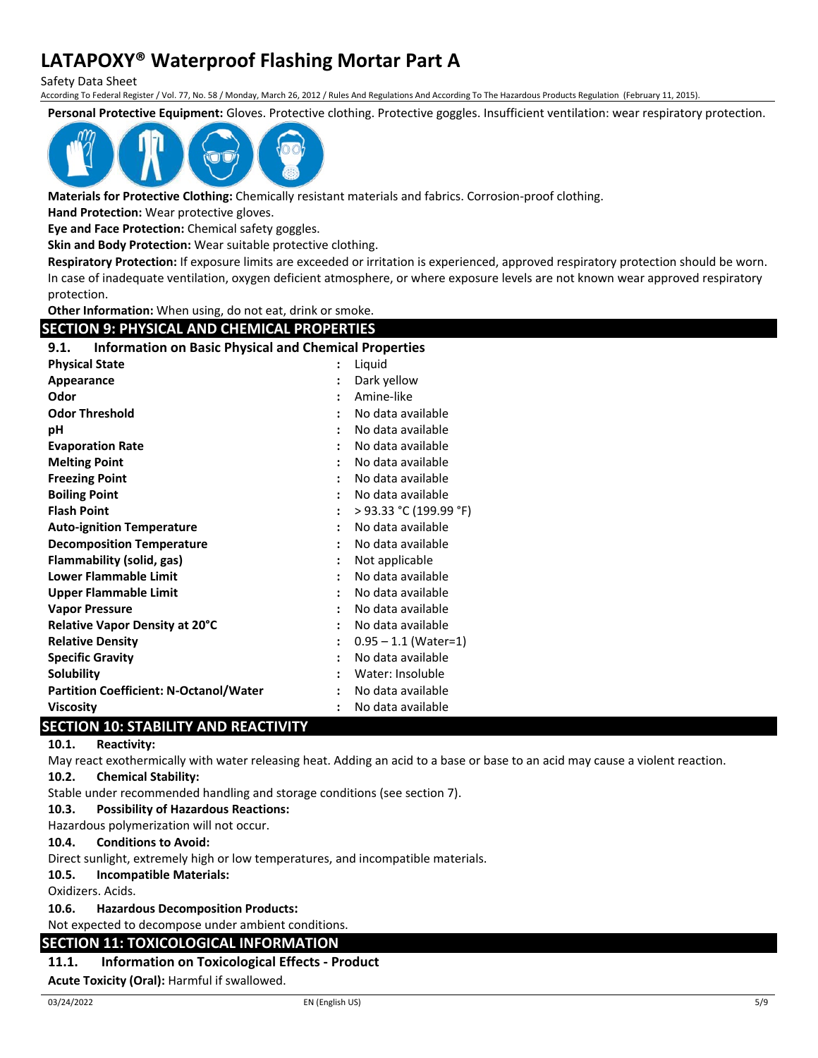**Personal Protective Equipment:** Gloves. Protective clothing. Protective goggles. Insufficient ventilation: wear respiratory protection.

**Materials for Protective Clothing:** Chemically resistant materials and fabrics. Corrosion-proof clothing.

**Hand Protection:** Wear protective gloves.

**Eye and Face Protection:** Chemical safety goggles.

**Skin and Body Protection:** Wear suitable protective clothing.

**Respiratory Protection:** If exposure limits are exceeded or irritation is experienced, approved respiratory protection should be worn. In case of inadequate ventilation, oxygen deficient atmosphere, or where exposure levels are not known wear approved respiratory protection.

**Other Information:** When using, do not eat, drink or smoke.

## SECTION 9: PHYSICAL AND CHEMICAL PROPERTIES

### 9.1. Information on Basic Physical and Chemical Properties

| Property | | Value |
|---|---|---|
| **Physical State** | : | Liquid |
| **Appearance** | : | Dark yellow |
| **Odor** | : | Amine-like |
| **Odor Threshold** | : | No data available |
| **pH** | : | No data available |
| **Evaporation Rate** | : | No data available |
| **Melting Point** | : | No data available |
| **Freezing Point** | : | No data available |
| **Boiling Point** | : | No data available |
| **Flash Point** | : | > 93.33 °C (199.99 °F) |
| **Auto-ignition Temperature** | : | No data available |
| **Decomposition Temperature** | : | No data available |
| **Flammability (solid, gas)** | : | Not applicable |
| **Lower Flammable Limit** | : | No data available |
| **Upper Flammable Limit** | : | No data available |
| **Vapor Pressure** | : | No data available |
| **Relative Vapor Density at 20°C** | : | No data available |
| **Relative Density** | : | 0.95 – 1.1 (Water=1) |
| **Specific Gravity** | : | No data available |
| **Solubility** | : | Water: Insoluble |
| **Partition Coefficient: N-Octanol/Water** | : | No data available |
| **Viscosity** | : | No data available |

## SECTION 10: STABILITY AND REACTIVITY

### 10.1. Reactivity:

May react exothermically with water releasing heat. Adding an acid to a base or base to an acid may cause a violent reaction.

### 10.2. Chemical Stability:

Stable under recommended handling and storage conditions (see section 7).

### 10.3. Possibility of Hazardous Reactions:

Hazardous polymerization will not occur.

### 10.4. Conditions to Avoid:

Direct sunlight, extremely high or low temperatures, and incompatible materials.

### 10.5. Incompatible Materials:

Oxidizers. Acids.

### 10.6. Hazardous Decomposition Products:

Not expected to decompose under ambient conditions.

## SECTION 11: TOXICOLOGICAL INFORMATION

### 11.1. Information on Toxicological Effects - Product

**Acute Toxicity (Oral):** Harmful if swallowed.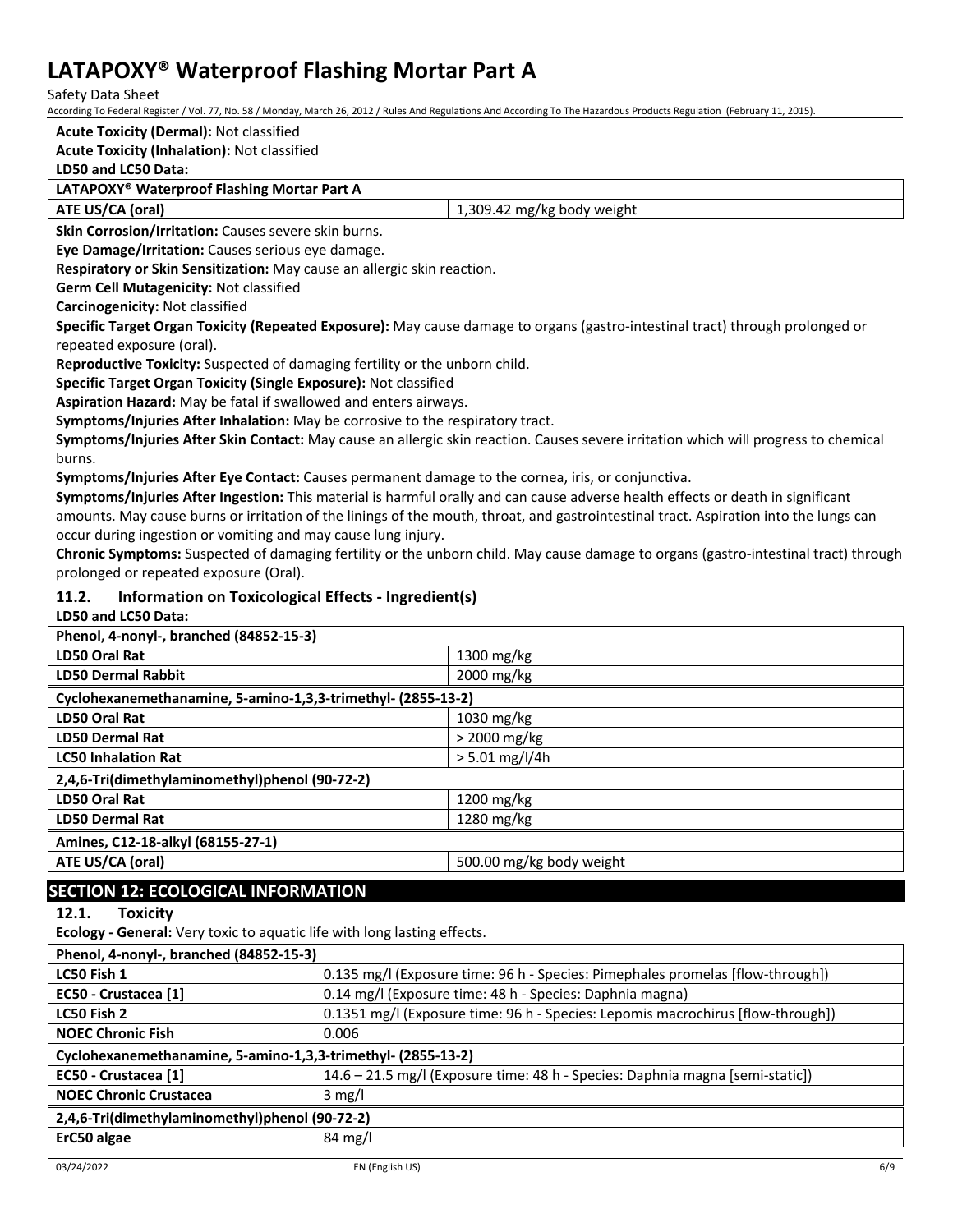**Acute Toxicity (Dermal):** Not classified

**Acute Toxicity (Inhalation):** Not classified

**LD50 and LC50 Data:**

| LATAPOXY® Waterproof Flashing Mortar Part A | |
|---|---|
| ATE US/CA (oral) | 1,309.42 mg/kg body weight |

**Skin Corrosion/Irritation:** Causes severe skin burns.

**Eye Damage/Irritation:** Causes serious eye damage.

**Respiratory or Skin Sensitization:** May cause an allergic skin reaction.

**Germ Cell Mutagenicity:** Not classified

**Carcinogenicity:** Not classified

**Specific Target Organ Toxicity (Repeated Exposure):** May cause damage to organs (gastro-intestinal tract) through prolonged or repeated exposure (oral).

**Reproductive Toxicity:** Suspected of damaging fertility or the unborn child.

**Specific Target Organ Toxicity (Single Exposure):** Not classified

**Aspiration Hazard:** May be fatal if swallowed and enters airways.

**Symptoms/Injuries After Inhalation:** May be corrosive to the respiratory tract.

**Symptoms/Injuries After Skin Contact:** May cause an allergic skin reaction. Causes severe irritation which will progress to chemical burns.

**Symptoms/Injuries After Eye Contact:** Causes permanent damage to the cornea, iris, or conjunctiva.

**Symptoms/Injuries After Ingestion:** This material is harmful orally and can cause adverse health effects or death in significant amounts. May cause burns or irritation of the linings of the mouth, throat, and gastrointestinal tract. Aspiration into the lungs can occur during ingestion or vomiting and may cause lung injury.

**Chronic Symptoms:** Suspected of damaging fertility or the unborn child. May cause damage to organs (gastro-intestinal tract) through prolonged or repeated exposure (Oral).

### 11.2. Information on Toxicological Effects - Ingredient(s)

**LD50 and LC50 Data:**

| Phenol, 4-nonyl-, branched (84852-15-3) | |
|---|---|
| LD50 Oral Rat | 1300 mg/kg |
| LD50 Dermal Rabbit | 2000 mg/kg |
| **Cyclohexanemethanamine, 5-amino-1,3,3-trimethyl- (2855-13-2)** | |
| LD50 Oral Rat | 1030 mg/kg |
| LD50 Dermal Rat | > 2000 mg/kg |
| LC50 Inhalation Rat | > 5.01 mg/l/4h |
| **2,4,6-Tri(dimethylaminomethyl)phenol (90-72-2)** | |
| LD50 Oral Rat | 1200 mg/kg |
| LD50 Dermal Rat | 1280 mg/kg |
| **Amines, C12-18-alkyl (68155-27-1)** | |
| ATE US/CA (oral) | 500.00 mg/kg body weight |

## SECTION 12: ECOLOGICAL INFORMATION

### 12.1. Toxicity

**Ecology - General:** Very toxic to aquatic life with long lasting effects.

| Phenol, 4-nonyl-, branched (84852-15-3) | |
|---|---|
| LC50 Fish 1 | 0.135 mg/l (Exposure time: 96 h - Species: Pimephales promelas [flow-through]) |
| EC50 - Crustacea [1] | 0.14 mg/l (Exposure time: 48 h - Species: Daphnia magna) |
| LC50 Fish 2 | 0.1351 mg/l (Exposure time: 96 h - Species: Lepomis macrochirus [flow-through]) |
| NOEC Chronic Fish | 0.006 |
| **Cyclohexanemethanamine, 5-amino-1,3,3-trimethyl- (2855-13-2)** | |
| EC50 - Crustacea [1] | 14.6 – 21.5 mg/l (Exposure time: 48 h - Species: Daphnia magna [semi-static]) |
| NOEC Chronic Crustacea | 3 mg/l |
| **2,4,6-Tri(dimethylaminomethyl)phenol (90-72-2)** | |
| ErC50 algae | 84 mg/l |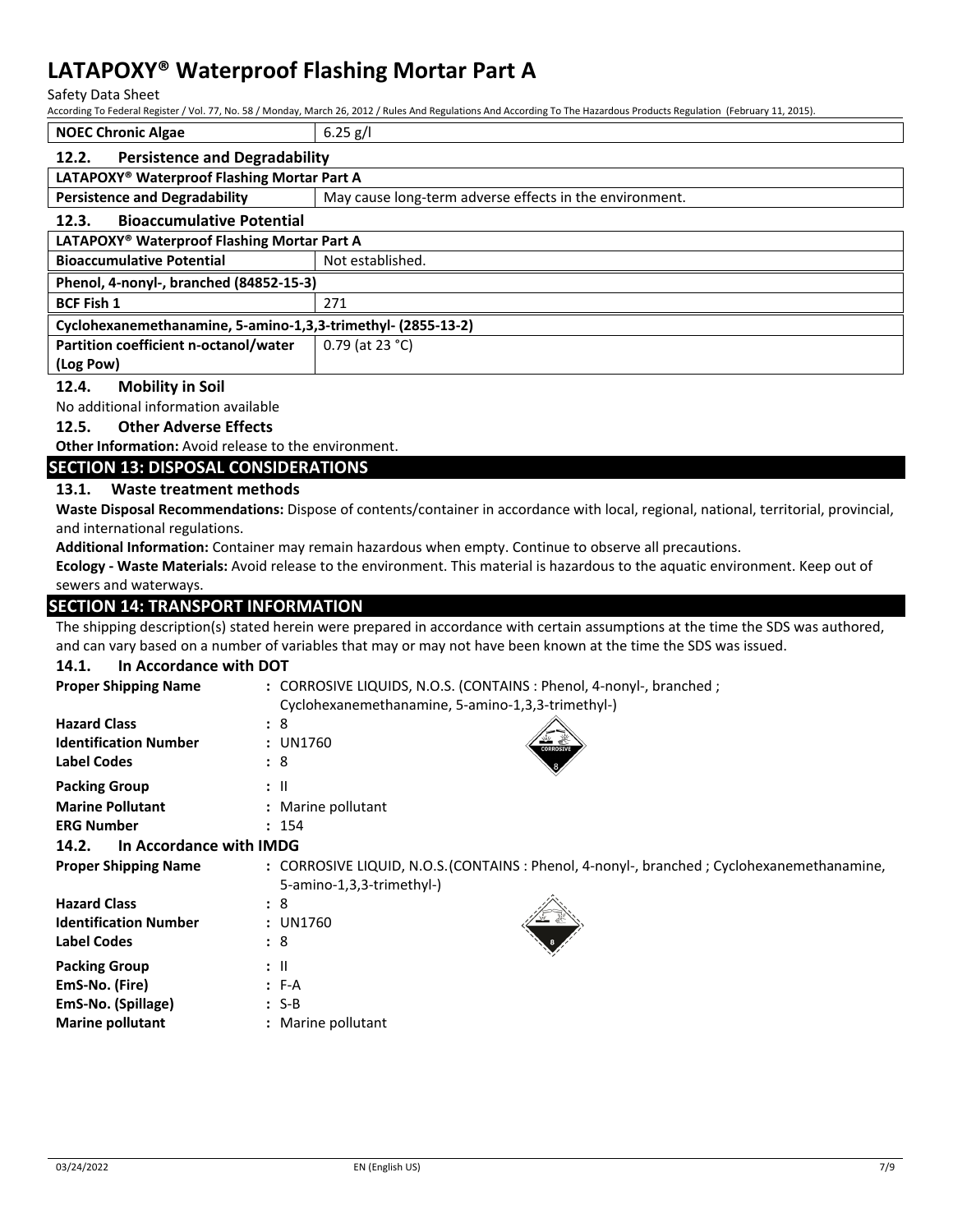| NOEC Chronic Algae | 6.25 g/l |
|---|---|

### 12.2. Persistence and Degradability

| LATAPOXY® Waterproof Flashing Mortar Part A | |
|---|---|
| Persistence and Degradability | May cause long-term adverse effects in the environment. |

### 12.3. Bioaccumulative Potential

| LATAPOXY® Waterproof Flashing Mortar Part A | |
|---|---|
| Bioaccumulative Potential | Not established. |
| **Phenol, 4-nonyl-, branched (84852-15-3)** | |
| BCF Fish 1 | 271 |
| **Cyclohexanemethanamine, 5-amino-1,3,3-trimethyl- (2855-13-2)** | |
| Partition coefficient n-octanol/water (Log Pow) | 0.79 (at 23 °C) |

### 12.4. Mobility in Soil

No additional information available

### 12.5. Other Adverse Effects

**Other Information:** Avoid release to the environment.

## SECTION 13: DISPOSAL CONSIDERATIONS

### 13.1. Waste treatment methods

**Waste Disposal Recommendations:** Dispose of contents/container in accordance with local, regional, national, territorial, provincial, and international regulations.

**Additional Information:** Container may remain hazardous when empty. Continue to observe all precautions.

**Ecology - Waste Materials:** Avoid release to the environment. This material is hazardous to the aquatic environment. Keep out of sewers and waterways.

## SECTION 14: TRANSPORT INFORMATION

The shipping description(s) stated herein were prepared in accordance with certain assumptions at the time the SDS was authored, and can vary based on a number of variables that may or may not have been known at the time the SDS was issued.

### 14.1. In Accordance with DOT

**Proper Shipping Name** : CORROSIVE LIQUIDS, N.O.S. (CONTAINS : Phenol, 4-nonyl-, branched ; Cyclohexanemethanamine, 5-amino-1,3,3-trimethyl-)

**Hazard Class** : 8

**Identification Number** : UN1760

**Label Codes** : 8

**Packing Group** : II

**Marine Pollutant** : Marine pollutant

**ERG Number** : 154

### 14.2. In Accordance with IMDG

**Proper Shipping Name** : CORROSIVE LIQUID, N.O.S.(CONTAINS : Phenol, 4-nonyl-, branched ; Cyclohexanemethanamine, 5-amino-1,3,3-trimethyl-)

**Hazard Class** : 8

**Identification Number** : UN1760

**Label Codes** : 8

**Packing Group** : II

**EmS-No. (Fire)** : F-A

**EmS-No. (Spillage)** : S-B

**Marine pollutant** : Marine pollutant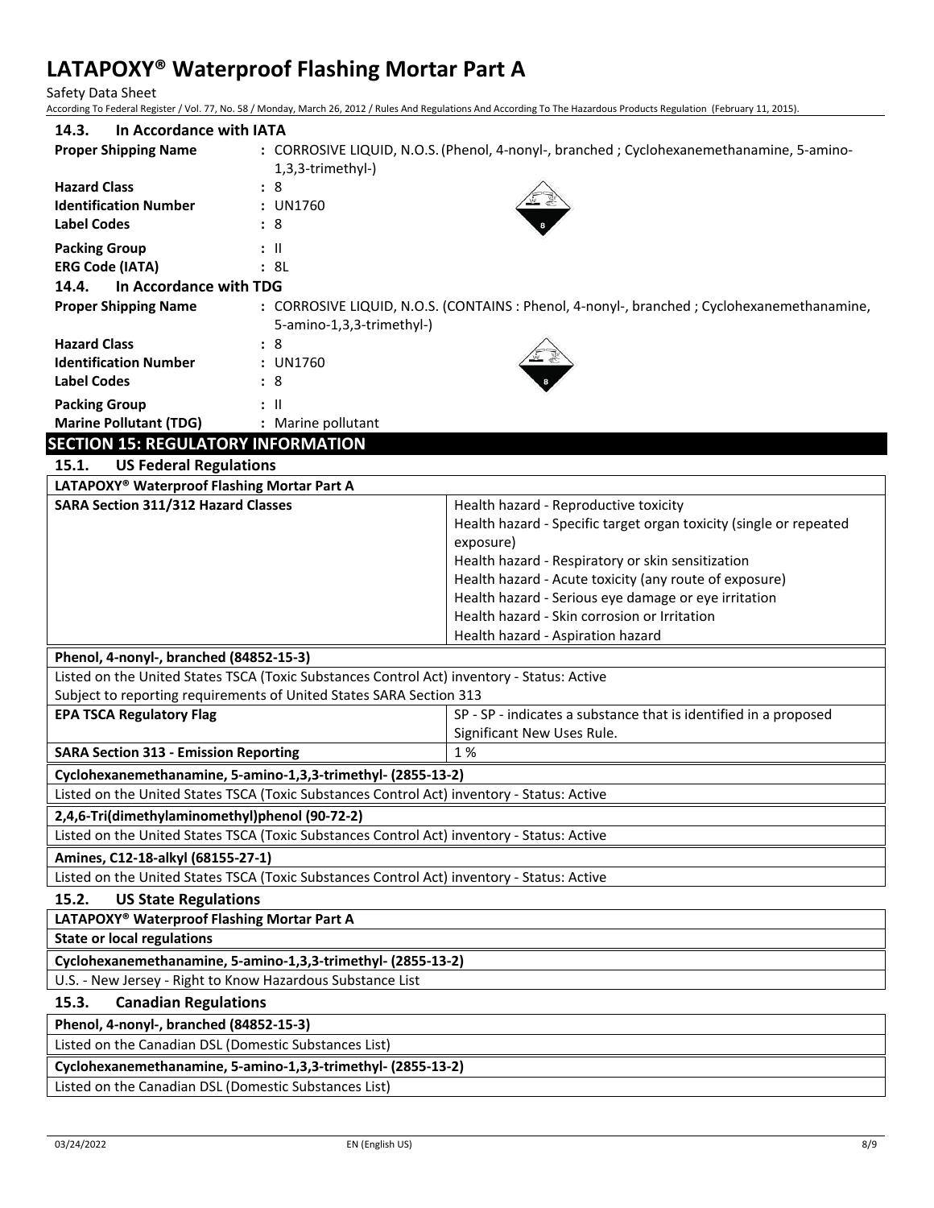### 14.3. In Accordance with IATA

| | |
|---|---|
| **Proper Shipping Name** | : CORROSIVE LIQUID, N.O.S. (Phenol, 4-nonyl-, branched ; Cyclohexanemethanamine, 5-amino-1,3,3-trimethyl-) |
| **Hazard Class** | : 8 |
| **Identification Number** | : UN1760 |
| **Label Codes** | : 8 |
| **Packing Group** | : II |
| **ERG Code (IATA)** | : 8L |

### 14.4. In Accordance with TDG

| | |
|---|---|
| **Proper Shipping Name** | : CORROSIVE LIQUID, N.O.S. (CONTAINS : Phenol, 4-nonyl-, branched ; Cyclohexanemethanamine, 5-amino-1,3,3-trimethyl-) |
| **Hazard Class** | : 8 |
| **Identification Number** | : UN1760 |
| **Label Codes** | : 8 |
| **Packing Group** | : II |
| **Marine Pollutant (TDG)** | : Marine pollutant |

## SECTION 15: REGULATORY INFORMATION

### 15.1. US Federal Regulations

**LATAPOXY® Waterproof Flashing Mortar Part A**

| | |
|---|---|
| **SARA Section 311/312 Hazard Classes** | Health hazard - Reproductive toxicity<br>Health hazard - Specific target organ toxicity (single or repeated exposure)<br>Health hazard - Respiratory or skin sensitization<br>Health hazard - Acute toxicity (any route of exposure)<br>Health hazard - Serious eye damage or eye irritation<br>Health hazard - Skin corrosion or Irritation<br>Health hazard - Aspiration hazard |

**Phenol, 4-nonyl-, branched (84852-15-3)**

Listed on the United States TSCA (Toxic Substances Control Act) inventory - Status: Active

Subject to reporting requirements of United States SARA Section 313

| | |
|---|---|
| **EPA TSCA Regulatory Flag** | SP - SP - indicates a substance that is identified in a proposed Significant New Uses Rule. |
| **SARA Section 313 - Emission Reporting** | 1 % |

**Cyclohexanemethanamine, 5-amino-1,3,3-trimethyl- (2855-13-2)**

Listed on the United States TSCA (Toxic Substances Control Act) inventory - Status: Active

**2,4,6-Tri(dimethylaminomethyl)phenol (90-72-2)**

Listed on the United States TSCA (Toxic Substances Control Act) inventory - Status: Active

**Amines, C12-18-alkyl (68155-27-1)**

Listed on the United States TSCA (Toxic Substances Control Act) inventory - Status: Active

### 15.2. US State Regulations

**LATAPOXY® Waterproof Flashing Mortar Part A**

**State or local regulations**

**Cyclohexanemethanamine, 5-amino-1,3,3-trimethyl- (2855-13-2)**

U.S. - New Jersey - Right to Know Hazardous Substance List

### 15.3. Canadian Regulations

**Phenol, 4-nonyl-, branched (84852-15-3)**

Listed on the Canadian DSL (Domestic Substances List)

**Cyclohexanemethanamine, 5-amino-1,3,3-trimethyl- (2855-13-2)**

Listed on the Canadian DSL (Domestic Substances List)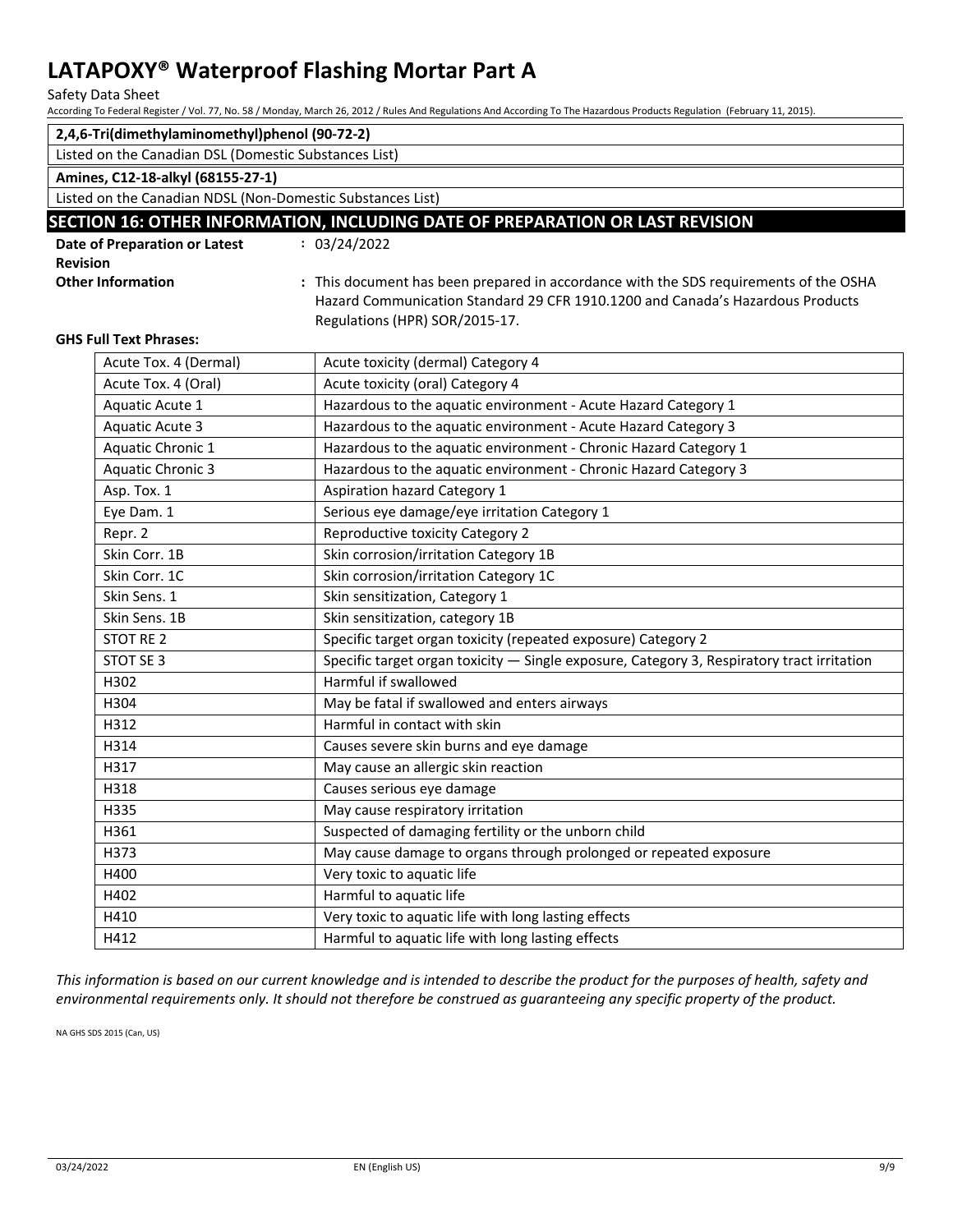**2,4,6-Tri(dimethylaminomethyl)phenol (90-72-2)**

Listed on the Canadian DSL (Domestic Substances List)

**Amines, C12-18-alkyl (68155-27-1)**

Listed on the Canadian NDSL (Non-Domestic Substances List)

## SECTION 16: OTHER INFORMATION, INCLUDING DATE OF PREPARATION OR LAST REVISION

**Date of Preparation or Latest Revision** : 03/24/2022

**Other Information** : This document has been prepared in accordance with the SDS requirements of the OSHA Hazard Communication Standard 29 CFR 1910.1200 and Canada's Hazardous Products Regulations (HPR) SOR/2015-17.

**GHS Full Text Phrases:**

| | |
|---|---|
| Acute Tox. 4 (Dermal) | Acute toxicity (dermal) Category 4 |
| Acute Tox. 4 (Oral) | Acute toxicity (oral) Category 4 |
| Aquatic Acute 1 | Hazardous to the aquatic environment - Acute Hazard Category 1 |
| Aquatic Acute 3 | Hazardous to the aquatic environment - Acute Hazard Category 3 |
| Aquatic Chronic 1 | Hazardous to the aquatic environment - Chronic Hazard Category 1 |
| Aquatic Chronic 3 | Hazardous to the aquatic environment - Chronic Hazard Category 3 |
| Asp. Tox. 1 | Aspiration hazard Category 1 |
| Eye Dam. 1 | Serious eye damage/eye irritation Category 1 |
| Repr. 2 | Reproductive toxicity Category 2 |
| Skin Corr. 1B | Skin corrosion/irritation Category 1B |
| Skin Corr. 1C | Skin corrosion/irritation Category 1C |
| Skin Sens. 1 | Skin sensitization, Category 1 |
| Skin Sens. 1B | Skin sensitization, category 1B |
| STOT RE 2 | Specific target organ toxicity (repeated exposure) Category 2 |
| STOT SE 3 | Specific target organ toxicity — Single exposure, Category 3, Respiratory tract irritation |
| H302 | Harmful if swallowed |
| H304 | May be fatal if swallowed and enters airways |
| H312 | Harmful in contact with skin |
| H314 | Causes severe skin burns and eye damage |
| H317 | May cause an allergic skin reaction |
| H318 | Causes serious eye damage |
| H335 | May cause respiratory irritation |
| H361 | Suspected of damaging fertility or the unborn child |
| H373 | May cause damage to organs through prolonged or repeated exposure |
| H400 | Very toxic to aquatic life |
| H402 | Harmful to aquatic life |
| H410 | Very toxic to aquatic life with long lasting effects |
| H412 | Harmful to aquatic life with long lasting effects |

*This information is based on our current knowledge and is intended to describe the product for the purposes of health, safety and environmental requirements only. It should not therefore be construed as guaranteeing any specific property of the product.*

NA GHS SDS 2015 (Can, US)